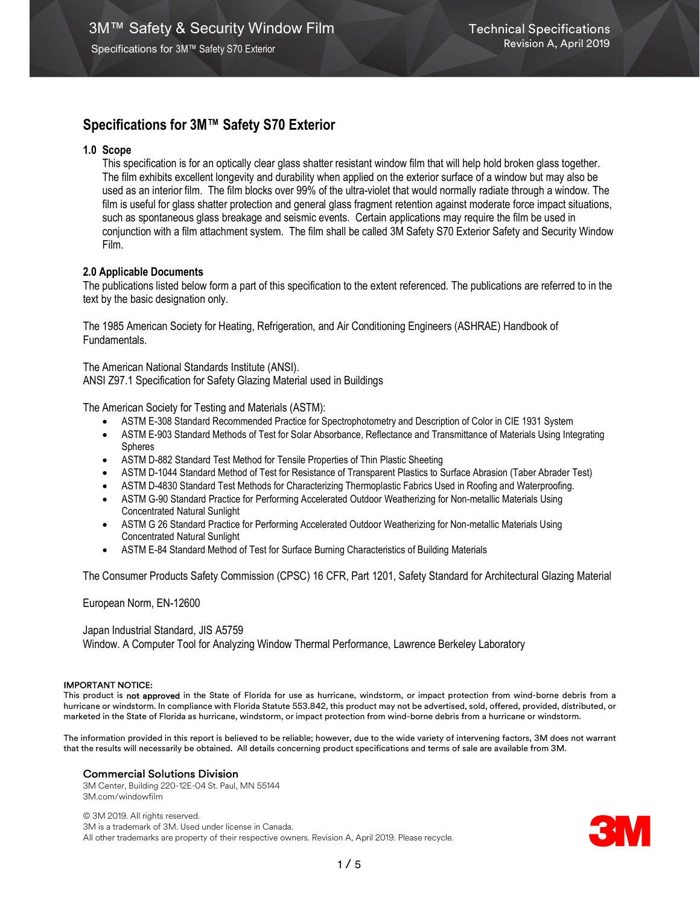# Specifications for 3M™ Safety S70 Exterior

## 1.0 Scope

This specification is for an optically clear glass shatter resistant window film that will help hold broken glass together. The film exhibits excellent longevity and durability when applied on the exterior surface of a window but may also be used as an interior film. The film blocks over 99% of the ultra-violet that would normally radiate through a window. The film is useful for glass shatter protection and general glass fragment retention against moderate force impact situations, such as spontaneous glass breakage and seismic events. Certain applications may require the film be used in conjunction with a film attachment system. The film shall be called 3M Safety S70 Exterior Safety and Security Window Film.

## 2.0 Applicable Documents

The publications listed below form a part of this specification to the extent referenced. The publications are referred to in the text by the basic designation only.

The 1985 American Society for Heating, Refrigeration, and Air Conditioning Engineers (ASHRAE) Handbook of Fundamentals.

The American National Standards Institute (ANSI).
ANSI Z97.1 Specification for Safety Glazing Material used in Buildings

The American Society for Testing and Materials (ASTM):

- ASTM E-308 Standard Recommended Practice for Spectrophotometry and Description of Color in CIE 1931 System
- ASTM E-903 Standard Methods of Test for Solar Absorbance, Reflectance and Transmittance of Materials Using Integrating Spheres
- ASTM D-882 Standard Test Method for Tensile Properties of Thin Plastic Sheeting
- ASTM D-1044 Standard Method of Test for Resistance of Transparent Plastics to Surface Abrasion (Taber Abrader Test)
- ASTM D-4830 Standard Test Methods for Characterizing Thermoplastic Fabrics Used in Roofing and Waterproofing.
- ASTM G-90 Standard Practice for Performing Accelerated Outdoor Weatherizing for Non-metallic Materials Using Concentrated Natural Sunlight
- ASTM G 26 Standard Practice for Performing Accelerated Outdoor Weatherizing for Non-metallic Materials Using Concentrated Natural Sunlight
- ASTM E-84 Standard Method of Test for Surface Burning Characteristics of Building Materials

The Consumer Products Safety Commission (CPSC) 16 CFR, Part 1201, Safety Standard for Architectural Glazing Material

European Norm, EN-12600

Japan Industrial Standard, JIS A5759
Window. A Computer Tool for Analyzing Window Thermal Performance, Lawrence Berkeley Laboratory

**IMPORTANT NOTICE:**
This product is **not approved** in the State of Florida for use as hurricane, windstorm, or impact protection from wind-borne debris from a hurricane or windstorm. In compliance with Florida Statute 553.842, this product may not be advertised, sold, offered, provided, distributed, or marketed in the State of Florida as hurricane, windstorm, or impact protection from wind-borne debris from a hurricane or windstorm.

The information provided in this report is believed to be reliable; however, due to the wide variety of intervening factors, 3M does not warrant that the results will necessarily be obtained. All details concerning product specifications and terms of sale are available from 3M.

**Commercial Solutions Division**
3M Center, Building 220-12E-04 St. Paul, MN 55144
3M.com/windowfilm

© 3M 2019. All rights reserved.
3M is a trademark of 3M. Used under license in Canada.
All other trademarks are property of their respective owners. Revision A, April 2019. Please recycle.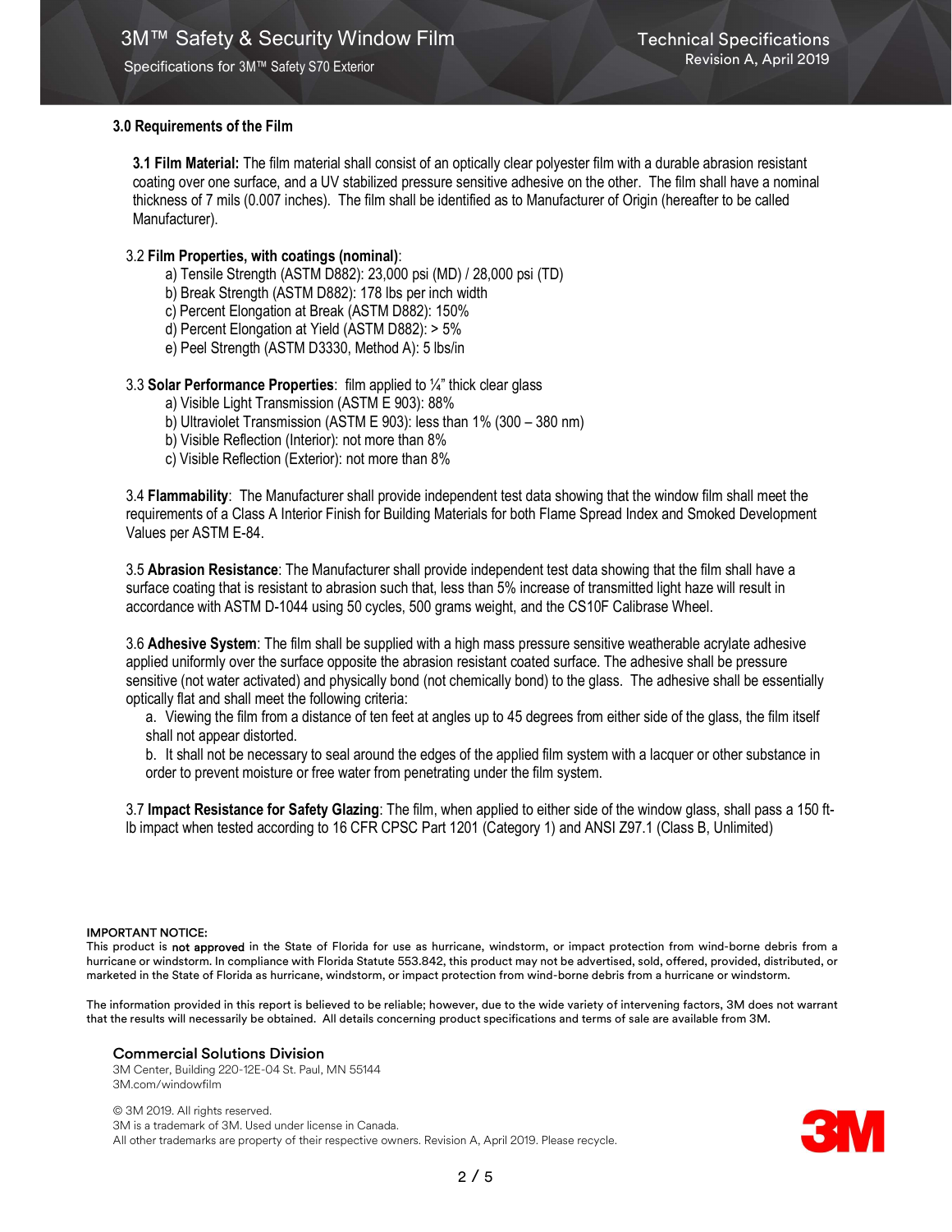### 3.0 Requirements of the Film

**3.1 Film Material:** The film material shall consist of an optically clear polyester film with a durable abrasion resistant coating over one surface, and a UV stabilized pressure sensitive adhesive on the other. The film shall have a nominal thickness of 7 mils (0.007 inches). The film shall be identified as to Manufacturer of Origin (hereafter to be called Manufacturer).

3.2 **Film Properties, with coatings (nominal)**:

a) Tensile Strength (ASTM D882): 23,000 psi (MD) / 28,000 psi (TD)
b) Break Strength (ASTM D882): 178 lbs per inch width
c) Percent Elongation at Break (ASTM D882): 150%
d) Percent Elongation at Yield (ASTM D882): > 5%
e) Peel Strength (ASTM D3330, Method A): 5 lbs/in

3.3 **Solar Performance Properties**: film applied to ¼" thick clear glass

a) Visible Light Transmission (ASTM E 903): 88%
b) Ultraviolet Transmission (ASTM E 903): less than 1% (300 – 380 nm)
b) Visible Reflection (Interior): not more than 8%
c) Visible Reflection (Exterior): not more than 8%

3.4 **Flammability**: The Manufacturer shall provide independent test data showing that the window film shall meet the requirements of a Class A Interior Finish for Building Materials for both Flame Spread Index and Smoked Development Values per ASTM E-84.

3.5 **Abrasion Resistance**: The Manufacturer shall provide independent test data showing that the film shall have a surface coating that is resistant to abrasion such that, less than 5% increase of transmitted light haze will result in accordance with ASTM D-1044 using 50 cycles, 500 grams weight, and the CS10F Calibrase Wheel.

3.6 **Adhesive System**: The film shall be supplied with a high mass pressure sensitive weatherable acrylate adhesive applied uniformly over the surface opposite the abrasion resistant coated surface. The adhesive shall be pressure sensitive (not water activated) and physically bond (not chemically bond) to the glass. The adhesive shall be essentially optically flat and shall meet the following criteria:

a. Viewing the film from a distance of ten feet at angles up to 45 degrees from either side of the glass, the film itself shall not appear distorted.
b. It shall not be necessary to seal around the edges of the applied film system with a lacquer or other substance in order to prevent moisture or free water from penetrating under the film system.

3.7 **Impact Resistance for Safety Glazing**: The film, when applied to either side of the window glass, shall pass a 150 ft-lb impact when tested according to 16 CFR CPSC Part 1201 (Category 1) and ANSI Z97.1 (Class B, Unlimited)

**IMPORTANT NOTICE:**
This product is **not approved** in the State of Florida for use as hurricane, windstorm, or impact protection from wind-borne debris from a hurricane or windstorm. In compliance with Florida Statute 553.842, this product may not be advertised, sold, offered, provided, distributed, or marketed in the State of Florida as hurricane, windstorm, or impact protection from wind-borne debris from a hurricane or windstorm.

The information provided in this report is believed to be reliable; however, due to the wide variety of intervening factors, 3M does not warrant that the results will necessarily be obtained. All details concerning product specifications and terms of sale are available from 3M.

**Commercial Solutions Division**
3M Center, Building 220-12E-04 St. Paul, MN 55144
3M.com/windowfilm

© 3M 2019. All rights reserved.
3M is a trademark of 3M. Used under license in Canada.
All other trademarks are property of their respective owners. Revision A, April 2019. Please recycle.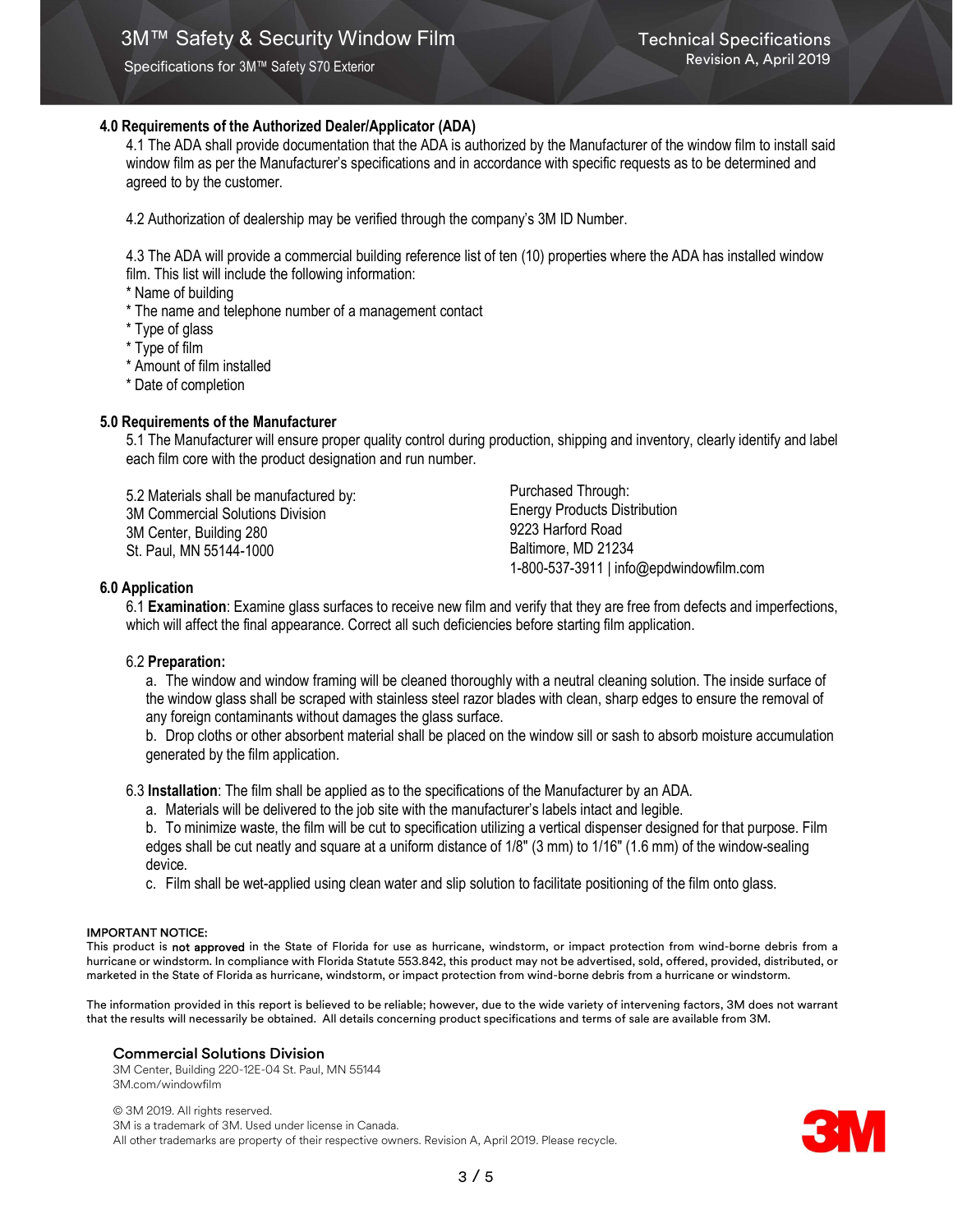## 4.0 Requirements of the Authorized Dealer/Applicator (ADA)

4.1 The ADA shall provide documentation that the ADA is authorized by the Manufacturer of the window film to install said window film as per the Manufacturer's specifications and in accordance with specific requests as to be determined and agreed to by the customer.

4.2 Authorization of dealership may be verified through the company's 3M ID Number.

4.3 The ADA will provide a commercial building reference list of ten (10) properties where the ADA has installed window film. This list will include the following information:

* Name of building
* The name and telephone number of a management contact
* Type of glass
* Type of film
* Amount of film installed
* Date of completion

## 5.0 Requirements of the Manufacturer

5.1 The Manufacturer will ensure proper quality control during production, shipping and inventory, clearly identify and label each film core with the product designation and run number.

5.2 Materials shall be manufactured by:
3M Commercial Solutions Division
3M Center, Building 280
St. Paul, MN 55144-1000

Purchased Through:
Energy Products Distribution
9223 Harford Road
Baltimore, MD 21234
1-800-537-3911 | info@epdwindowfilm.com

## 6.0 Application

6.1 **Examination**: Examine glass surfaces to receive new film and verify that they are free from defects and imperfections, which will affect the final appearance. Correct all such deficiencies before starting film application.

6.2 **Preparation:**

a. The window and window framing will be cleaned thoroughly with a neutral cleaning solution. The inside surface of the window glass shall be scraped with stainless steel razor blades with clean, sharp edges to ensure the removal of any foreign contaminants without damages the glass surface.

b. Drop cloths or other absorbent material shall be placed on the window sill or sash to absorb moisture accumulation generated by the film application.

6.3 **Installation**: The film shall be applied as to the specifications of the Manufacturer by an ADA.

a. Materials will be delivered to the job site with the manufacturer's labels intact and legible.

b. To minimize waste, the film will be cut to specification utilizing a vertical dispenser designed for that purpose. Film edges shall be cut neatly and square at a uniform distance of 1/8" (3 mm) to 1/16" (1.6 mm) of the window-sealing device.

c. Film shall be wet-applied using clean water and slip solution to facilitate positioning of the film onto glass.

**IMPORTANT NOTICE:**
This product is **not approved** in the State of Florida for use as hurricane, windstorm, or impact protection from wind-borne debris from a hurricane or windstorm. In compliance with Florida Statute 553.842, this product may not be advertised, sold, offered, provided, distributed, or marketed in the State of Florida as hurricane, windstorm, or impact protection from wind-borne debris from a hurricane or windstorm.

The information provided in this report is believed to be reliable; however, due to the wide variety of intervening factors, 3M does not warrant that the results will necessarily be obtained. All details concerning product specifications and terms of sale are available from 3M.

**Commercial Solutions Division**
3M Center, Building 220-12E-04 St. Paul, MN 55144
3M.com/windowfilm

© 3M 2019. All rights reserved.
3M is a trademark of 3M. Used under license in Canada.
All other trademarks are property of their respective owners. Revision A, April 2019. Please recycle.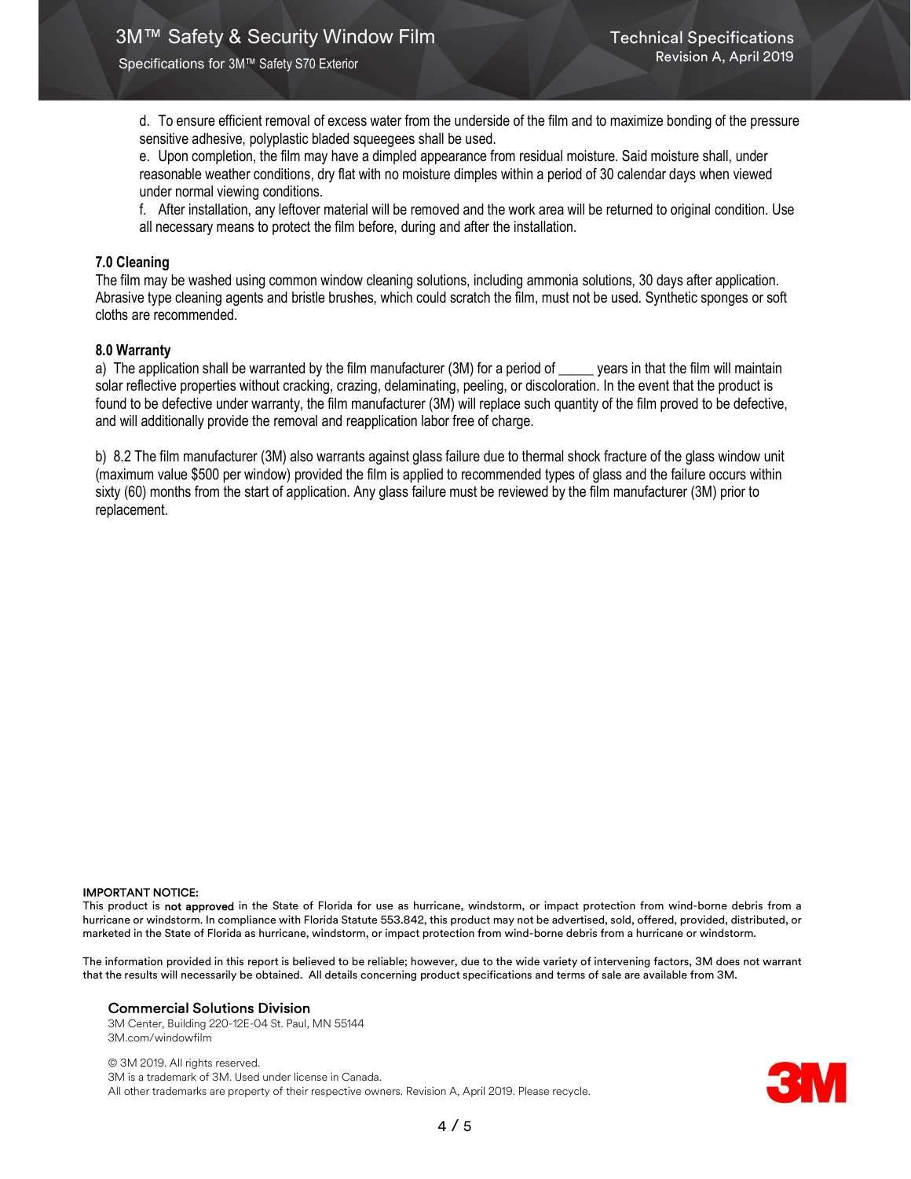d. To ensure efficient removal of excess water from the underside of the film and to maximize bonding of the pressure sensitive adhesive, polyplastic bladed squeegees shall be used.

e. Upon completion, the film may have a dimpled appearance from residual moisture. Said moisture shall, under reasonable weather conditions, dry flat with no moisture dimples within a period of 30 calendar days when viewed under normal viewing conditions.

f. After installation, any leftover material will be removed and the work area will be returned to original condition. Use all necessary means to protect the film before, during and after the installation.

### 7.0 Cleaning

The film may be washed using common window cleaning solutions, including ammonia solutions, 30 days after application. Abrasive type cleaning agents and bristle brushes, which could scratch the film, must not be used. Synthetic sponges or soft cloths are recommended.

### 8.0 Warranty

a) The application shall be warranted by the film manufacturer (3M) for a period of _____ years in that the film will maintain solar reflective properties without cracking, crazing, delaminating, peeling, or discoloration. In the event that the product is found to be defective under warranty, the film manufacturer (3M) will replace such quantity of the film proved to be defective, and will additionally provide the removal and reapplication labor free of charge.

b) 8.2 The film manufacturer (3M) also warrants against glass failure due to thermal shock fracture of the glass window unit (maximum value $500 per window) provided the film is applied to recommended types of glass and the failure occurs within sixty (60) months from the start of application. Any glass failure must be reviewed by the film manufacturer (3M) prior to replacement.

**IMPORTANT NOTICE:**
This product is **not approved** in the State of Florida for use as hurricane, windstorm, or impact protection from wind-borne debris from a hurricane or windstorm. In compliance with Florida Statute 553.842, this product may not be advertised, sold, offered, provided, distributed, or marketed in the State of Florida as hurricane, windstorm, or impact protection from wind-borne debris from a hurricane or windstorm.

The information provided in this report is believed to be reliable; however, due to the wide variety of intervening factors, 3M does not warrant that the results will necessarily be obtained. All details concerning product specifications and terms of sale are available from 3M.

**Commercial Solutions Division**
3M Center, Building 220-12E-04 St. Paul, MN 55144
3M.com/windowfilm

© 3M 2019. All rights reserved.
3M is a trademark of 3M. Used under license in Canada.
All other trademarks are property of their respective owners. Revision A, April 2019. Please recycle.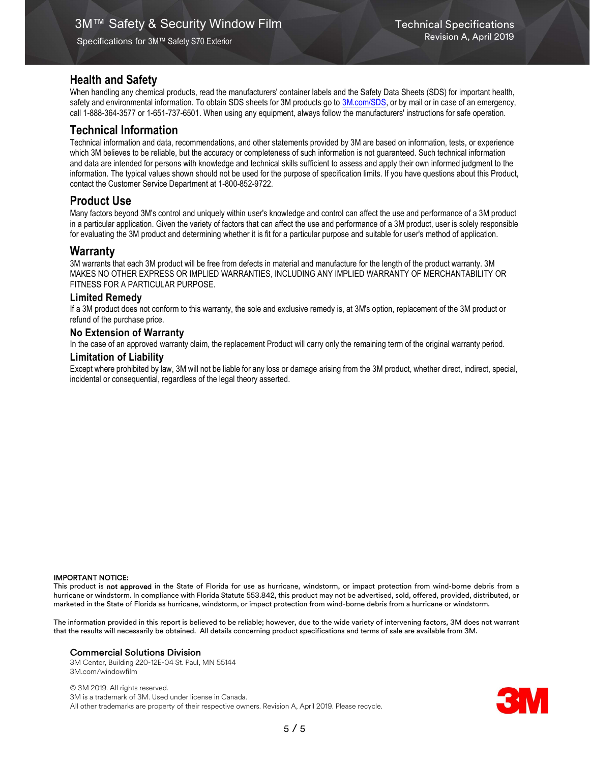## Health and Safety

When handling any chemical products, read the manufacturers' container labels and the Safety Data Sheets (SDS) for important health, safety and environmental information. To obtain SDS sheets for 3M products go to 3M.com/SDS, or by mail or in case of an emergency, call 1-888-364-3577 or 1-651-737-6501. When using any equipment, always follow the manufacturers' instructions for safe operation.

## Technical Information

Technical information and data, recommendations, and other statements provided by 3M are based on information, tests, or experience which 3M believes to be reliable, but the accuracy or completeness of such information is not guaranteed. Such technical information and data are intended for persons with knowledge and technical skills sufficient to assess and apply their own informed judgment to the information. The typical values shown should not be used for the purpose of specification limits. If you have questions about this Product, contact the Customer Service Department at 1-800-852-9722.

## Product Use

Many factors beyond 3M's control and uniquely within user's knowledge and control can affect the use and performance of a 3M product in a particular application. Given the variety of factors that can affect the use and performance of a 3M product, user is solely responsible for evaluating the 3M product and determining whether it is fit for a particular purpose and suitable for user's method of application.

## Warranty

3M warrants that each 3M product will be free from defects in material and manufacture for the length of the product warranty. 3M MAKES NO OTHER EXPRESS OR IMPLIED WARRANTIES, INCLUDING ANY IMPLIED WARRANTY OF MERCHANTABILITY OR FITNESS FOR A PARTICULAR PURPOSE.

### Limited Remedy

If a 3M product does not conform to this warranty, the sole and exclusive remedy is, at 3M's option, replacement of the 3M product or refund of the purchase price.

### No Extension of Warranty

In the case of an approved warranty claim, the replacement Product will carry only the remaining term of the original warranty period.

### Limitation of Liability

Except where prohibited by law, 3M will not be liable for any loss or damage arising from the 3M product, whether direct, indirect, special, incidental or consequential, regardless of the legal theory asserted.

**IMPORTANT NOTICE:**
This product is **not approved** in the State of Florida for use as hurricane, windstorm, or impact protection from wind-borne debris from a hurricane or windstorm. In compliance with Florida Statute 553.842, this product may not be advertised, sold, offered, provided, distributed, or marketed in the State of Florida as hurricane, windstorm, or impact protection from wind-borne debris from a hurricane or windstorm.

The information provided in this report is believed to be reliable; however, due to the wide variety of intervening factors, 3M does not warrant that the results will necessarily be obtained. All details concerning product specifications and terms of sale are available from 3M.

**Commercial Solutions Division**
3M Center, Building 220-12E-04 St. Paul, MN 55144
3M.com/windowfilm

© 3M 2019. All rights reserved.
3M is a trademark of 3M. Used under license in Canada.
All other trademarks are property of their respective owners. Revision A, April 2019. Please recycle.